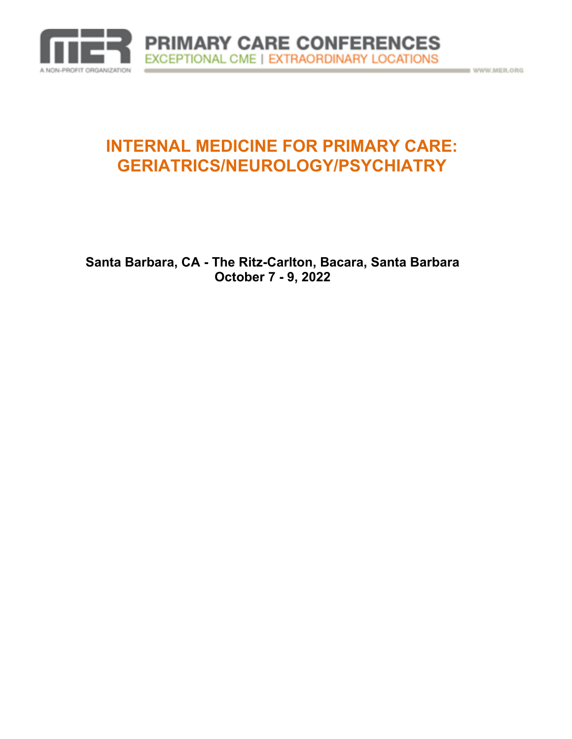PRIMARY CARE CONFERENCES

EXCEPTIONAL CME | EXTRAORDINARY LOCATIONS

A NON-PROFIT ORGANIZATION

WWW.MER.ORG

# INTERNAL MEDICINE FOR PRIMARY CARE: GERIATRICS/NEUROLOGY/PSYCHIATRY

**Santa Barbara, CA - The Ritz-Carlton, Bacara, Santa Barbara**
**October 7 - 9, 2022**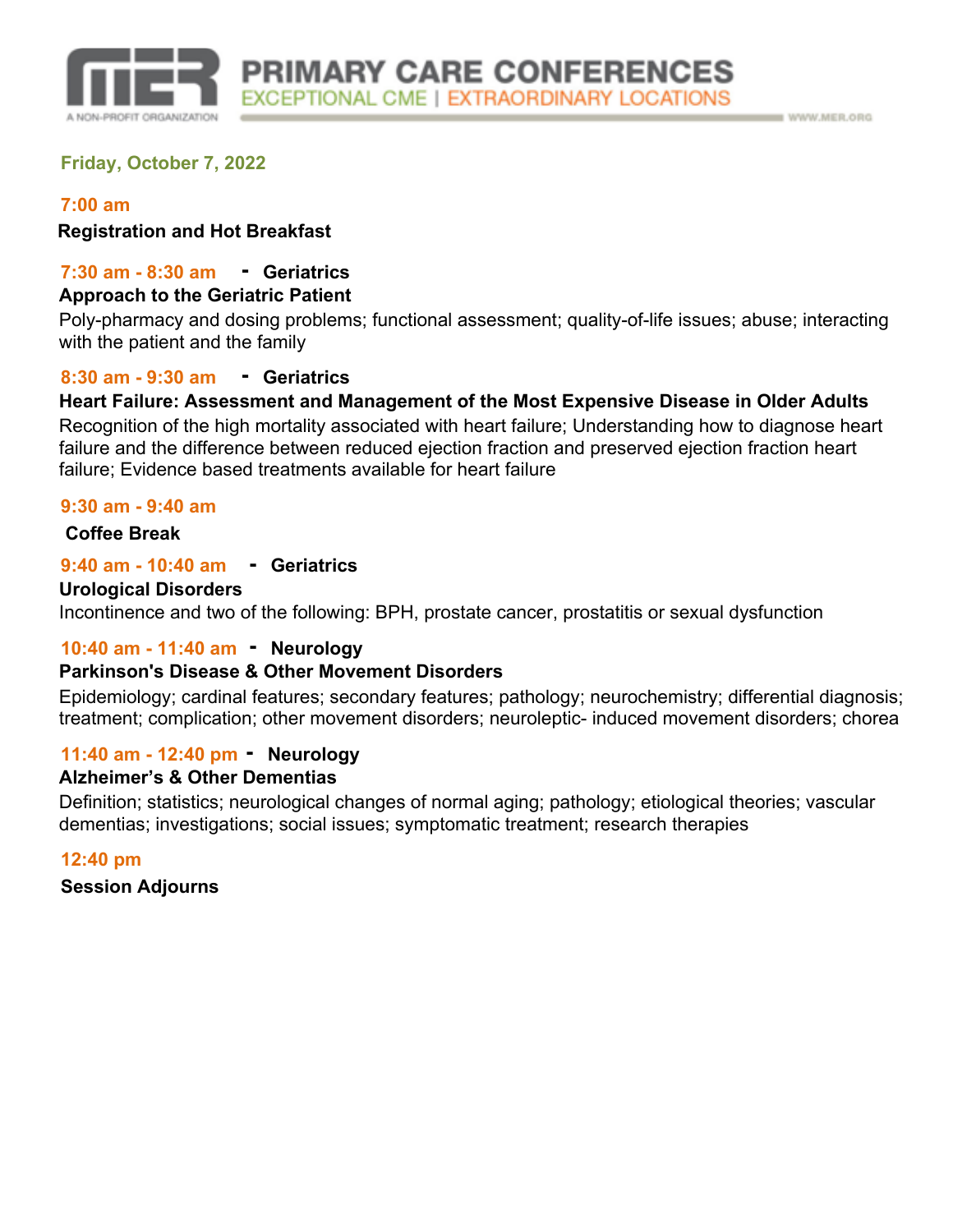## Friday, October 7, 2022

**7:00 am**

**Registration and Hot Breakfast**

**7:30 am - 8:30 am - Geriatrics**

**Approach to the Geriatric Patient**

Poly-pharmacy and dosing problems; functional assessment; quality-of-life issues; abuse; interacting with the patient and the family

**8:30 am - 9:30 am - Geriatrics**

**Heart Failure: Assessment and Management of the Most Expensive Disease in Older Adults**

Recognition of the high mortality associated with heart failure; Understanding how to diagnose heart failure and the difference between reduced ejection fraction and preserved ejection fraction heart failure; Evidence based treatments available for heart failure

**9:30 am - 9:40 am**

**Coffee Break**

**9:40 am - 10:40 am - Geriatrics**

**Urological Disorders**

Incontinence and two of the following: BPH, prostate cancer, prostatitis or sexual dysfunction

**10:40 am - 11:40 am - Neurology**

**Parkinson's Disease & Other Movement Disorders**

Epidemiology; cardinal features; secondary features; pathology; neurochemistry; differential diagnosis; treatment; complication; other movement disorders; neuroleptic- induced movement disorders; chorea

**11:40 am - 12:40 pm - Neurology**

**Alzheimer's & Other Dementias**

Definition; statistics; neurological changes of normal aging; pathology; etiological theories; vascular dementias; investigations; social issues; symptomatic treatment; research therapies

**12:40 pm**

**Session Adjourns**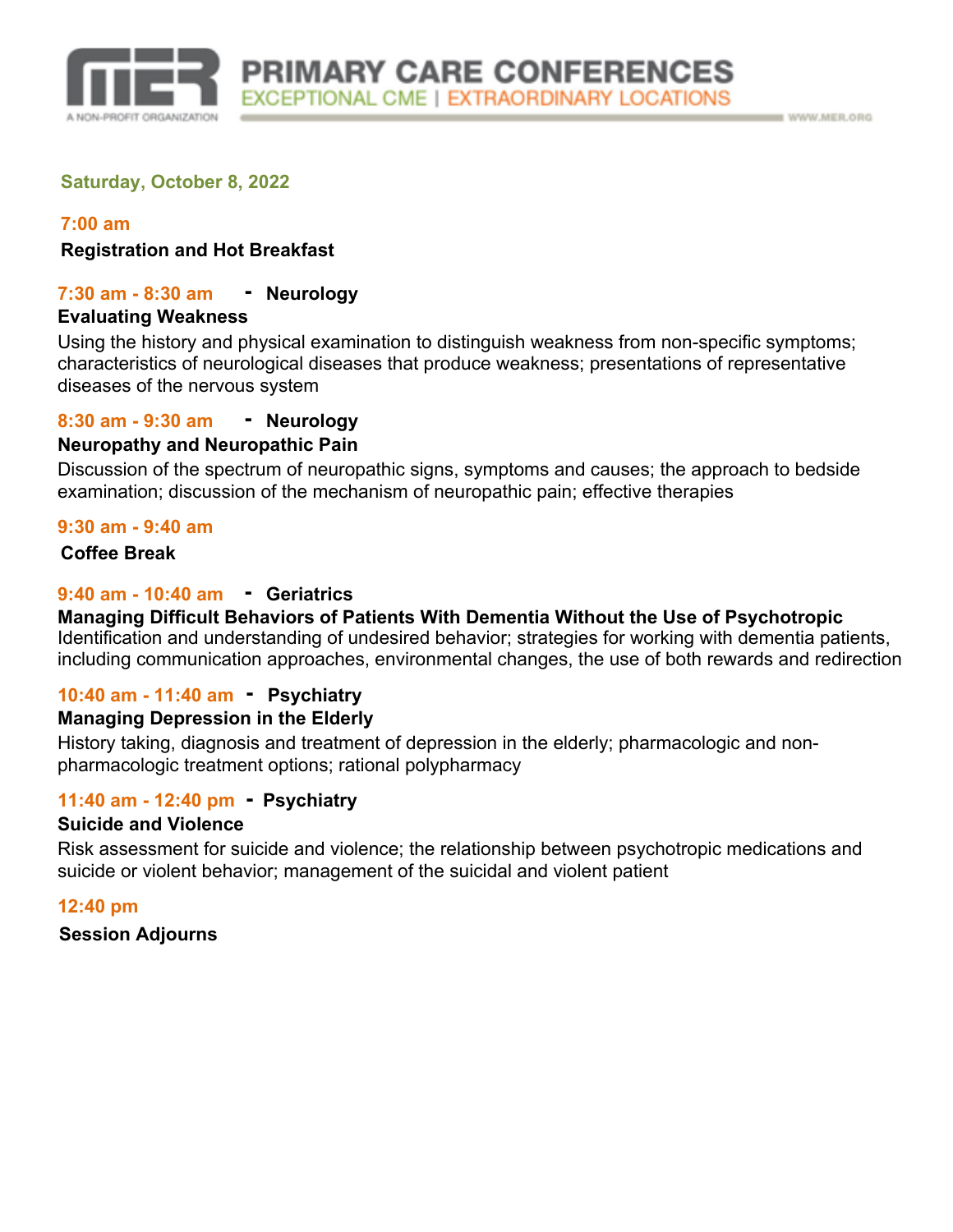## Saturday, October 8, 2022

**7:00 am**

**Registration and Hot Breakfast**

**7:30 am - 8:30 am - Neurology**

**Evaluating Weakness**

Using the history and physical examination to distinguish weakness from non-specific symptoms; characteristics of neurological diseases that produce weakness; presentations of representative diseases of the nervous system

**8:30 am - 9:30 am - Neurology**

**Neuropathy and Neuropathic Pain**

Discussion of the spectrum of neuropathic signs, symptoms and causes; the approach to bedside examination; discussion of the mechanism of neuropathic pain; effective therapies

**9:30 am - 9:40 am**

**Coffee Break**

**9:40 am - 10:40 am - Geriatrics**

**Managing Difficult Behaviors of Patients With Dementia Without the Use of Psychotropic**

Identification and understanding of undesired behavior; strategies for working with dementia patients, including communication approaches, environmental changes, the use of both rewards and redirection

**10:40 am - 11:40 am - Psychiatry**

**Managing Depression in the Elderly**

History taking, diagnosis and treatment of depression in the elderly; pharmacologic and non-pharmacologic treatment options; rational polypharmacy

**11:40 am - 12:40 pm - Psychiatry**

**Suicide and Violence**

Risk assessment for suicide and violence; the relationship between psychotropic medications and suicide or violent behavior; management of the suicidal and violent patient

**12:40 pm**

**Session Adjourns**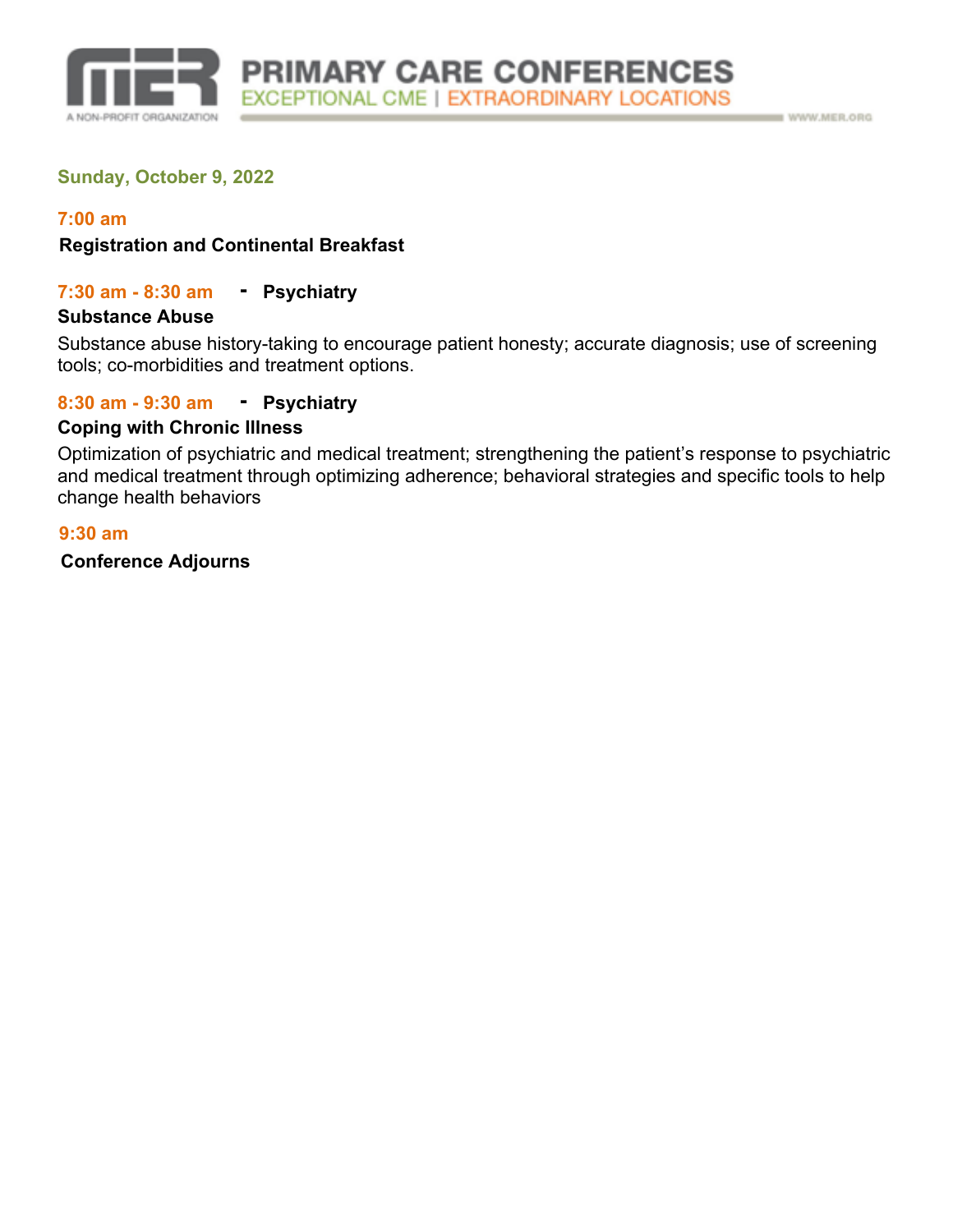## Sunday, October 9, 2022

**7:00 am**

**Registration and Continental Breakfast**

**7:30 am - 8:30 am - Psychiatry**

**Substance Abuse**

Substance abuse history-taking to encourage patient honesty; accurate diagnosis; use of screening tools; co-morbidities and treatment options.

**8:30 am - 9:30 am - Psychiatry**

**Coping with Chronic Illness**

Optimization of psychiatric and medical treatment; strengthening the patient's response to psychiatric and medical treatment through optimizing adherence; behavioral strategies and specific tools to help change health behaviors

**9:30 am**

**Conference Adjourns**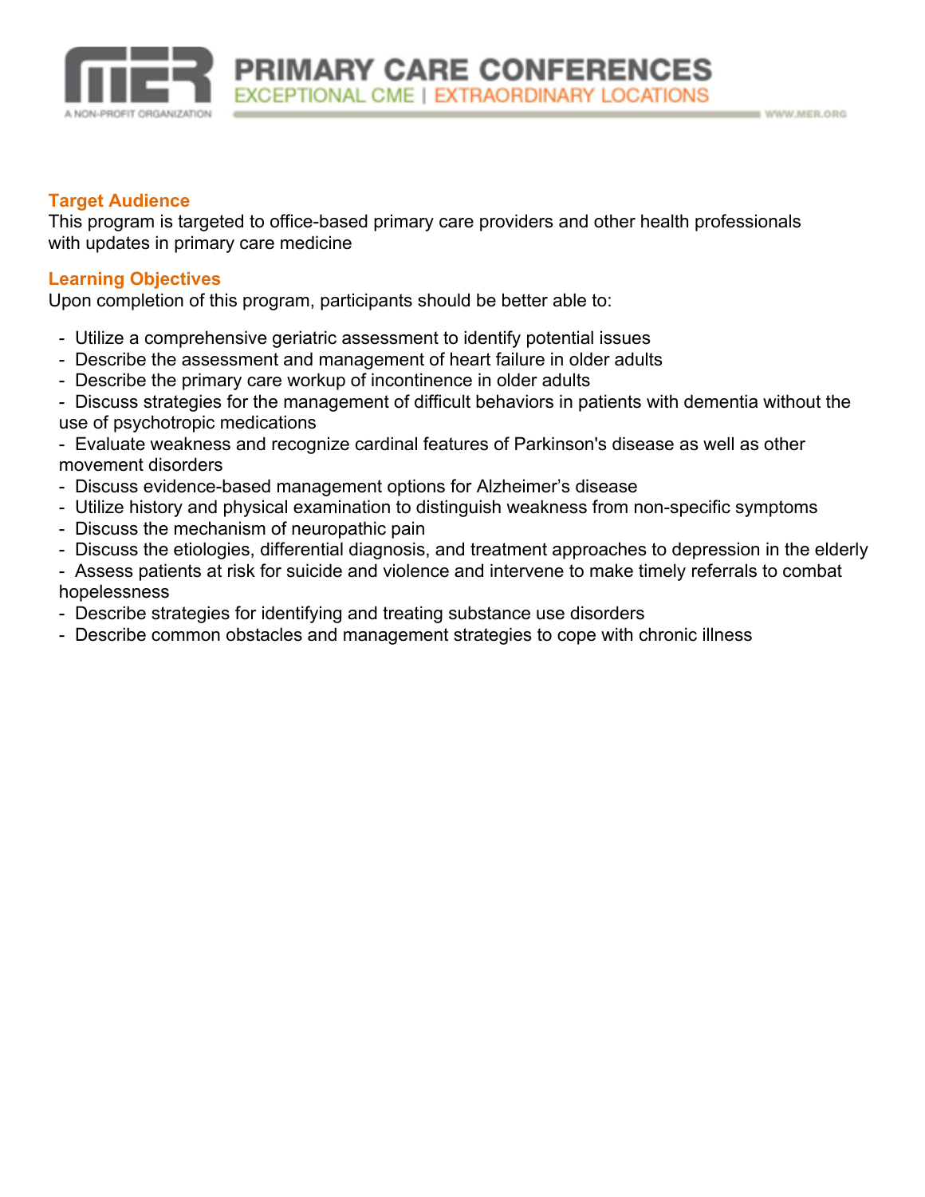## Target Audience

This program is targeted to office-based primary care providers and other health professionals with updates in primary care medicine

## Learning Objectives

Upon completion of this program, participants should be better able to:

- Utilize a comprehensive geriatric assessment to identify potential issues
- Describe the assessment and management of heart failure in older adults
- Describe the primary care workup of incontinence in older adults
- Discuss strategies for the management of difficult behaviors in patients with dementia without the use of psychotropic medications
- Evaluate weakness and recognize cardinal features of Parkinson's disease as well as other movement disorders
- Discuss evidence-based management options for Alzheimer's disease
- Utilize history and physical examination to distinguish weakness from non-specific symptoms
- Discuss the mechanism of neuropathic pain
- Discuss the etiologies, differential diagnosis, and treatment approaches to depression in the elderly
- Assess patients at risk for suicide and violence and intervene to make timely referrals to combat hopelessness
- Describe strategies for identifying and treating substance use disorders
- Describe common obstacles and management strategies to cope with chronic illness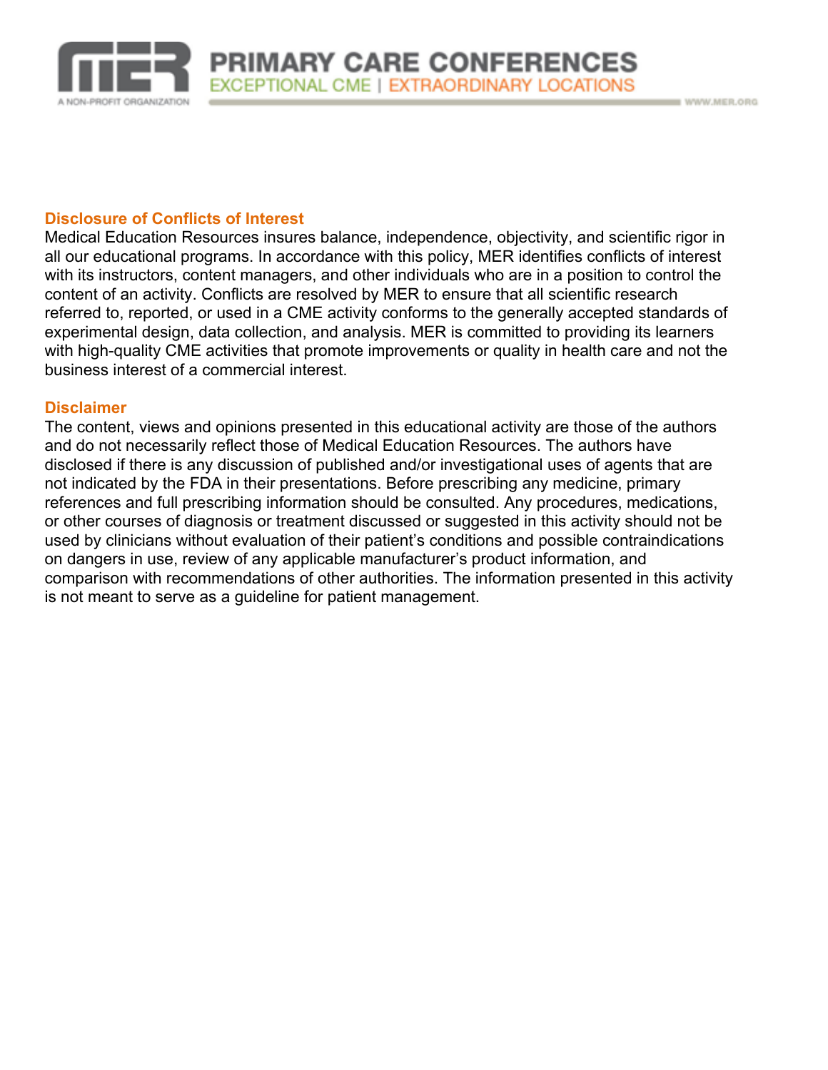## Disclosure of Conflicts of Interest

Medical Education Resources insures balance, independence, objectivity, and scientific rigor in all our educational programs. In accordance with this policy, MER identifies conflicts of interest with its instructors, content managers, and other individuals who are in a position to control the content of an activity. Conflicts are resolved by MER to ensure that all scientific research referred to, reported, or used in a CME activity conforms to the generally accepted standards of experimental design, data collection, and analysis. MER is committed to providing its learners with high-quality CME activities that promote improvements or quality in health care and not the business interest of a commercial interest.

## Disclaimer

The content, views and opinions presented in this educational activity are those of the authors and do not necessarily reflect those of Medical Education Resources. The authors have disclosed if there is any discussion of published and/or investigational uses of agents that are not indicated by the FDA in their presentations. Before prescribing any medicine, primary references and full prescribing information should be consulted. Any procedures, medications, or other courses of diagnosis or treatment discussed or suggested in this activity should not be used by clinicians without evaluation of their patient's conditions and possible contraindications on dangers in use, review of any applicable manufacturer's product information, and comparison with recommendations of other authorities. The information presented in this activity is not meant to serve as a guideline for patient management.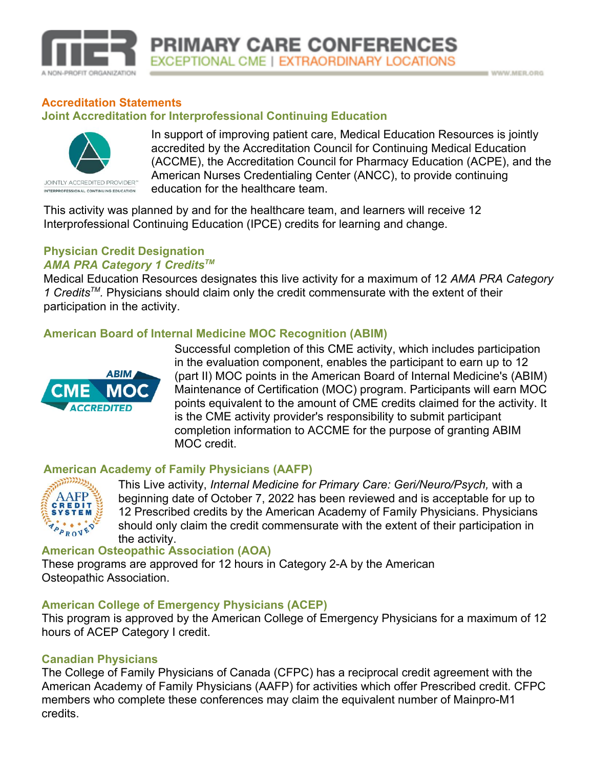## Accreditation Statements

### Joint Accreditation for Interprofessional Continuing Education

In support of improving patient care, Medical Education Resources is jointly accredited by the Accreditation Council for Continuing Medical Education (ACCME), the Accreditation Council for Pharmacy Education (ACPE), and the American Nurses Credentialing Center (ANCC), to provide continuing education for the healthcare team.

This activity was planned by and for the healthcare team, and learners will receive 12 Interprofessional Continuing Education (IPCE) credits for learning and change.

### Physician Credit Designation

***AMA PRA Category 1 Credits™***

Medical Education Resources designates this live activity for a maximum of 12 *AMA PRA Category 1 Credits™*. Physicians should claim only the credit commensurate with the extent of their participation in the activity.

### American Board of Internal Medicine MOC Recognition (ABIM)

Successful completion of this CME activity, which includes participation in the evaluation component, enables the participant to earn up to 12 (part II) MOC points in the American Board of Internal Medicine's (ABIM) Maintenance of Certification (MOC) program. Participants will earn MOC points equivalent to the amount of CME credits claimed for the activity. It is the CME activity provider's responsibility to submit participant completion information to ACCME for the purpose of granting ABIM MOC credit.

### American Academy of Family Physicians (AAFP)

This Live activity, *Internal Medicine for Primary Care: Geri/Neuro/Psych,* with a beginning date of October 7, 2022 has been reviewed and is acceptable for up to 12 Prescribed credits by the American Academy of Family Physicians. Physicians should only claim the credit commensurate with the extent of their participation in the activity.

### American Osteopathic Association (AOA)

These programs are approved for 12 hours in Category 2-A by the American Osteopathic Association.

### American College of Emergency Physicians (ACEP)

This program is approved by the American College of Emergency Physicians for a maximum of 12 hours of ACEP Category I credit.

### Canadian Physicians

The College of Family Physicians of Canada (CFPC) has a reciprocal credit agreement with the American Academy of Family Physicians (AAFP) for activities which offer Prescribed credit. CFPC members who complete these conferences may claim the equivalent number of Mainpro-M1 credits.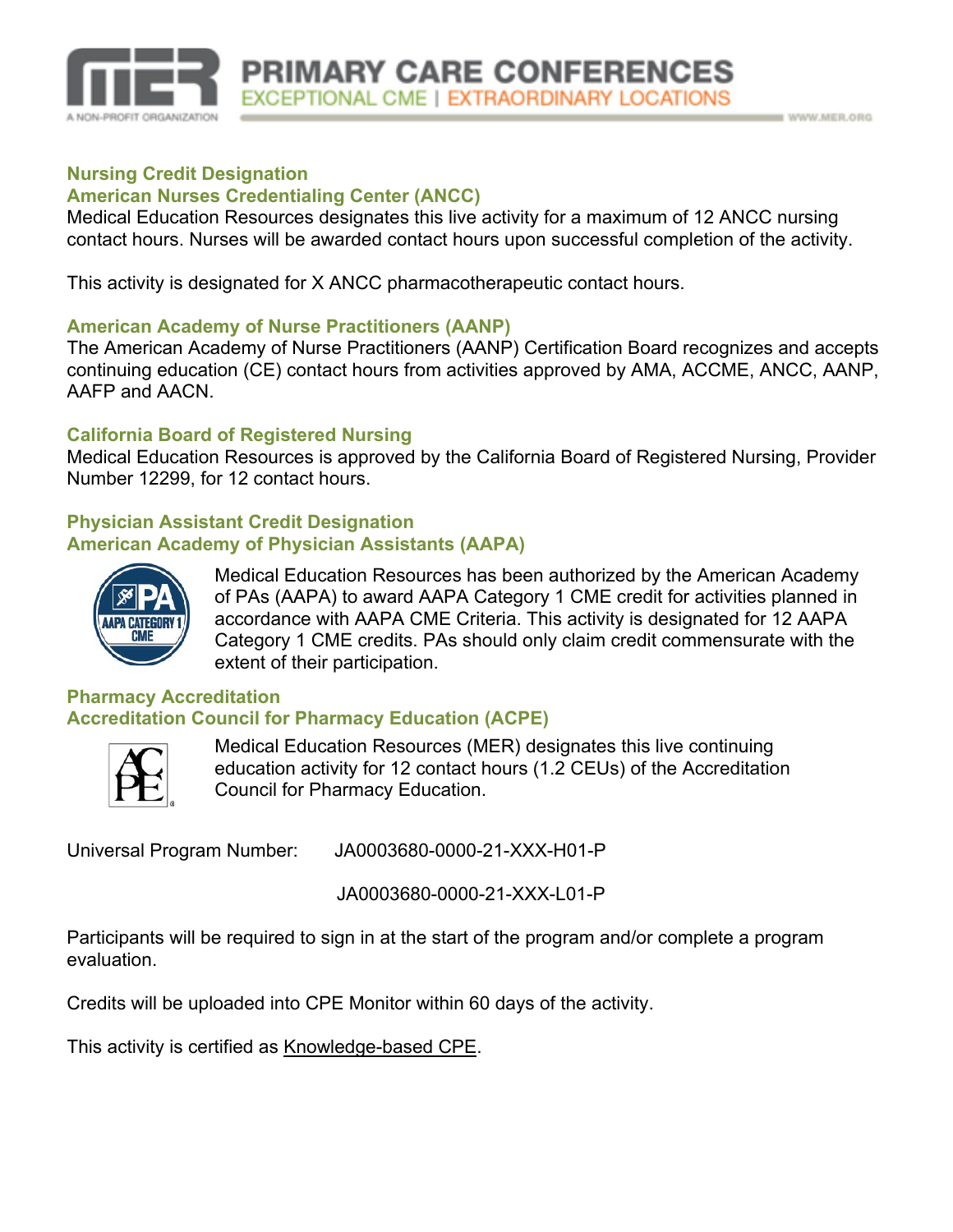## Nursing Credit Designation

### American Nurses Credentialing Center (ANCC)

Medical Education Resources designates this live activity for a maximum of 12 ANCC nursing contact hours. Nurses will be awarded contact hours upon successful completion of the activity.

This activity is designated for X ANCC pharmacotherapeutic contact hours.

### American Academy of Nurse Practitioners (AANP)

The American Academy of Nurse Practitioners (AANP) Certification Board recognizes and accepts continuing education (CE) contact hours from activities approved by AMA, ACCME, ANCC, AANP, AAFP and AACN.

### California Board of Registered Nursing

Medical Education Resources is approved by the California Board of Registered Nursing, Provider Number 12299, for 12 contact hours.

## Physician Assistant Credit Designation

### American Academy of Physician Assistants (AAPA)

Medical Education Resources has been authorized by the American Academy of PAs (AAPA) to award AAPA Category 1 CME credit for activities planned in accordance with AAPA CME Criteria. This activity is designated for 12 AAPA Category 1 CME credits. PAs should only claim credit commensurate with the extent of their participation.

## Pharmacy Accreditation

### Accreditation Council for Pharmacy Education (ACPE)

Medical Education Resources (MER) designates this live continuing education activity for 12 contact hours (1.2 CEUs) of the Accreditation Council for Pharmacy Education.

Universal Program Number: JA0003680-0000-21-XXX-H01-P

JA0003680-0000-21-XXX-L01-P

Participants will be required to sign in at the start of the program and/or complete a program evaluation.

Credits will be uploaded into CPE Monitor within 60 days of the activity.

This activity is certified as Knowledge-based CPE.